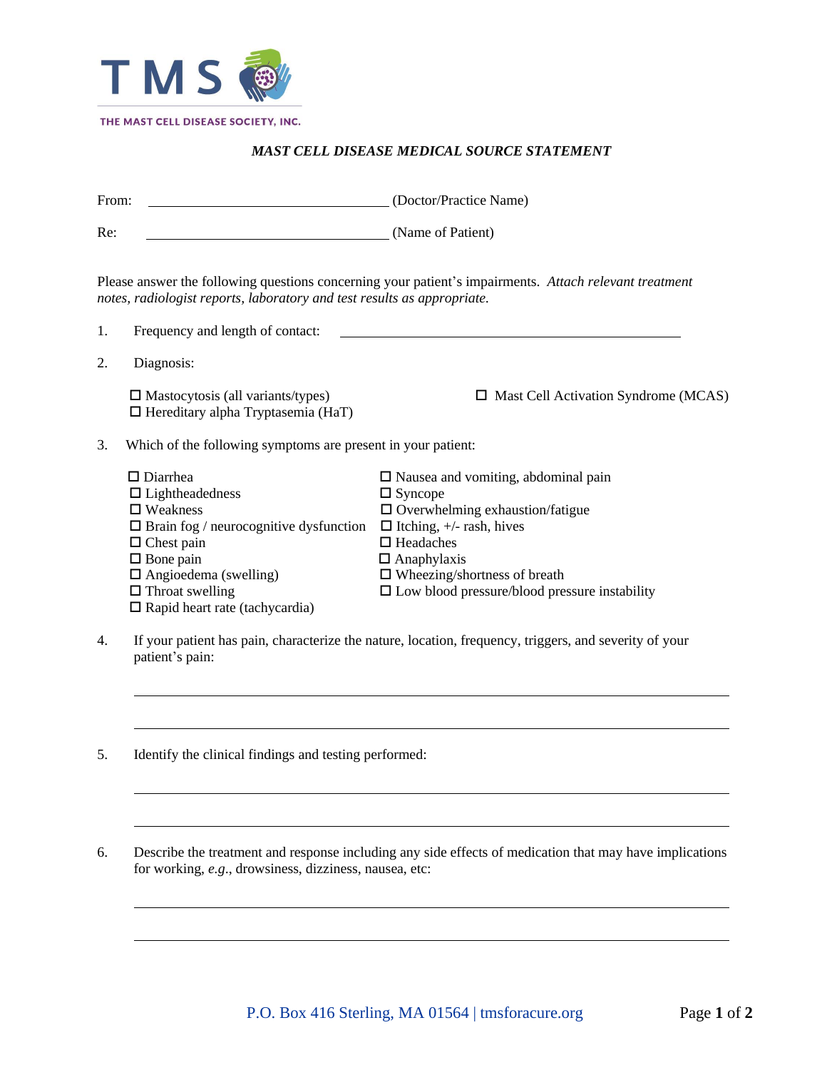THE MAST CELL DISEASE SOCIETY, INC.

# *MAST CELL DISEASE MEDICAL SOURCE STATEMENT*

From: ________________________________ (Doctor/Practice Name)

Re: ________________________________ (Name of Patient)

Please answer the following questions concerning your patient's impairments. *Attach relevant treatment notes, radiologist reports, laboratory and test results as appropriate.*

1. Frequency and length of contact: ____________________________________________

2. Diagnosis:

   ☐ Mastocytosis (all variants/types)
   ☐ Hereditary alpha Tryptasemia (HaT)
   ☐ Mast Cell Activation Syndrome (MCAS)

3. Which of the following symptoms are present in your patient:

   ☐ Diarrhea
   ☐ Lightheadedness
   ☐ Weakness
   ☐ Brain fog / neurocognitive dysfunction
   ☐ Chest pain
   ☐ Bone pain
   ☐ Angioedema (swelling)
   ☐ Throat swelling
   ☐ Rapid heart rate (tachycardia)
   ☐ Nausea and vomiting, abdominal pain
   ☐ Syncope
   ☐ Overwhelming exhaustion/fatigue
   ☐ Itching, +/- rash, hives
   ☐ Headaches
   ☐ Anaphylaxis
   ☐ Wheezing/shortness of breath
   ☐ Low blood pressure/blood pressure instability

4. If your patient has pain, characterize the nature, location, frequency, triggers, and severity of your patient's pain:

   ______________________________________________________________________________

   ______________________________________________________________________________

5. Identify the clinical findings and testing performed:

   ______________________________________________________________________________

   ______________________________________________________________________________

6. Describe the treatment and response including any side effects of medication that may have implications for working, *e.g.*, drowsiness, dizziness, nausea, etc:

   ______________________________________________________________________________

   ______________________________________________________________________________

P.O. Box 416 Sterling, MA 01564 | tmsforacure.org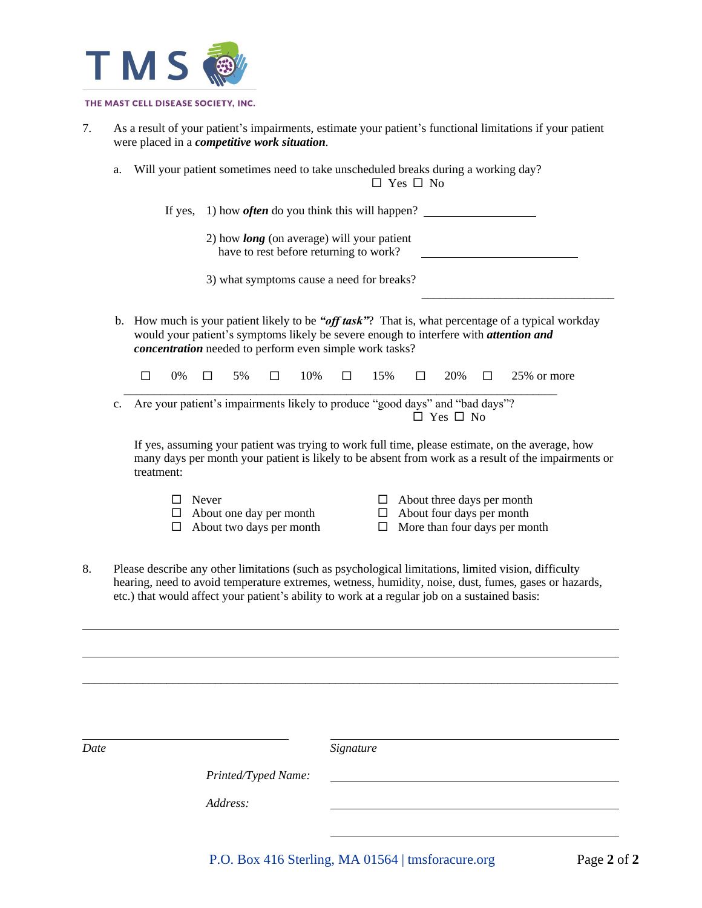**TMS**

THE MAST CELL DISEASE SOCIETY, INC.

7. As a result of your patient's impairments, estimate your patient's functional limitations if your patient were placed in a ***competitive work situation***.

   a. Will your patient sometimes need to take unscheduled breaks during a working day?

      ☐ Yes ☐ No

      If yes, 1) how ***often*** do you think this will happen? \_\_\_\_\_\_\_\_\_\_\_\_\_\_\_\_\_\_

      2) how ***long*** (on average) will your patient have to rest before returning to work? \_\_\_\_\_\_\_\_\_\_\_\_\_\_\_\_\_\_\_\_\_\_\_\_\_

      3) what symptoms cause a need for breaks? \_\_\_\_\_\_\_\_\_\_\_\_\_\_\_\_\_\_\_\_\_\_\_\_\_\_\_\_\_\_\_\_\_

   b. How much is your patient likely to be ***"off task"***? That is, what percentage of a typical workday would your patient's symptoms likely be severe enough to interfere with ***attention and concentration*** needed to perform even simple work tasks?

      ☐ 0% ☐ 5% ☐ 10% ☐ 15% ☐ 20% ☐ 25% or more

   c. Are your patient's impairments likely to produce "good days" and "bad days"?

      ☐ Yes ☐ No

      If yes, assuming your patient was trying to work full time, please estimate, on the average, how many days per month your patient is likely to be absent from work as a result of the impairments or treatment:

      ☐ Never
      ☐ About one day per month
      ☐ About two days per month
      ☐ About three days per month
      ☐ About four day per month
      ☐ More than four days per month

8. Please describe any other limitations (such as psychological limitations, limited vision, difficulty hearing, need to avoid temperature extremes, wetness, humidity, noise, dust, fumes, gases or hazards, etc.) that would affect your patient's ability to work at a regular job on a sustained basis:

\_\_\_\_\_\_\_\_\_\_\_\_\_\_\_\_\_\_\_\_\_\_\_\_\_\_\_\_\_\_\_\_\_\_\_\_\_\_\_\_\_\_\_\_\_\_\_\_\_\_\_\_\_\_\_\_\_\_\_\_\_\_\_\_\_\_\_\_\_\_\_\_\_\_\_\_\_\_\_\_

\_\_\_\_\_\_\_\_\_\_\_\_\_\_\_\_\_\_\_\_\_\_\_\_\_\_\_\_\_\_\_\_\_\_\_\_\_\_\_\_\_\_\_\_\_\_\_\_\_\_\_\_\_\_\_\_\_\_\_\_\_\_\_\_\_\_\_\_\_\_\_\_\_\_\_\_\_\_\_\_

\_\_\_\_\_\_\_\_\_\_\_\_\_\_\_\_\_\_\_\_\_\_\_\_\_\_\_\_\_\_\_\_\_\_\_\_\_\_\_\_\_\_\_\_\_\_\_\_\_\_\_\_\_\_\_\_\_\_\_\_\_\_\_\_\_\_\_\_\_\_\_\_\_\_\_\_\_\_\_\_

\_\_\_\_\_\_\_\_\_\_\_\_\_\_\_\_\_\_\_\_\_\_\_\_\_\_\_\_\_\_ \_\_\_\_\_\_\_\_\_\_\_\_\_\_\_\_\_\_\_\_\_\_\_\_\_\_\_\_\_\_\_\_\_\_\_\_\_\_\_\_\_\_
*Date* *Signature*

*Printed/Typed Name:* \_\_\_\_\_\_\_\_\_\_\_\_\_\_\_\_\_\_\_\_\_\_\_\_\_\_\_\_\_\_\_\_\_\_\_\_\_\_\_\_\_\_

*Address:* \_\_\_\_\_\_\_\_\_\_\_\_\_\_\_\_\_\_\_\_\_\_\_\_\_\_\_\_\_\_\_\_\_\_\_\_\_\_\_\_\_\_

\_\_\_\_\_\_\_\_\_\_\_\_\_\_\_\_\_\_\_\_\_\_\_\_\_\_\_\_\_\_\_\_\_\_\_\_\_\_\_\_\_\_

P.O. Box 416 Sterling, MA 01564 | tmsforacure.org